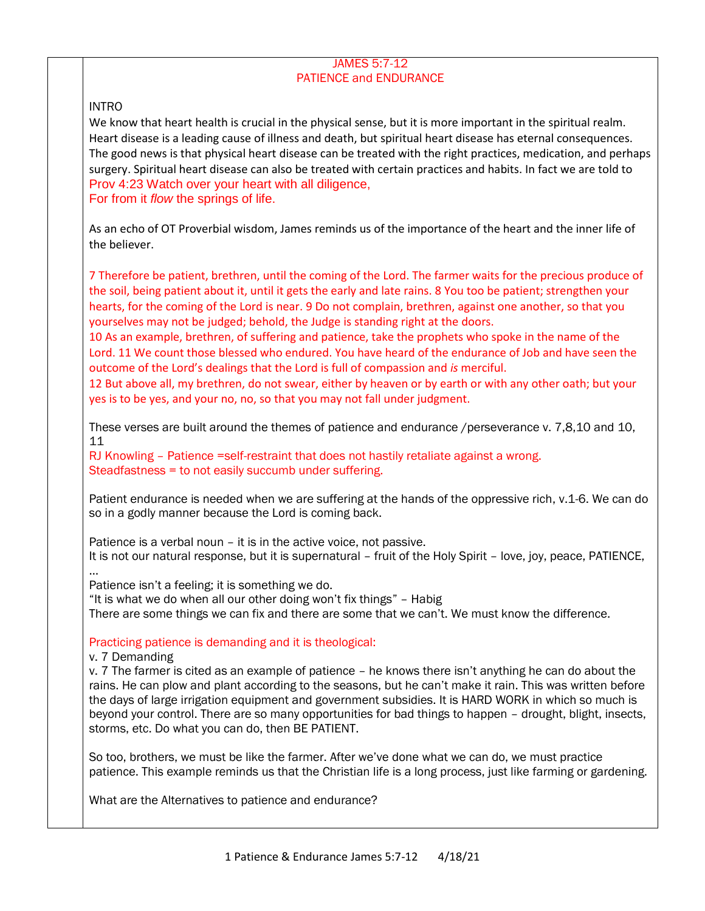# JAMES 5:7-12
## PATIENCE and ENDURANCE

INTRO

We know that heart health is crucial in the physical sense, but it is more important in the spiritual realm. Heart disease is a leading cause of illness and death, but spiritual heart disease has eternal consequences. The good news is that physical heart disease can be treated with the right practices, medication, and perhaps surgery. Spiritual heart disease can also be treated with certain practices and habits. In fact we are told to

Prov 4:23 Watch over your heart with all diligence,
For from it *flow* the springs of life.

As an echo of OT Proverbial wisdom, James reminds us of the importance of the heart and the inner life of the believer.

7 Therefore be patient, brethren, until the coming of the Lord. The farmer waits for the precious produce of the soil, being patient about it, until it gets the early and late rains. 8 You too be patient; strengthen your hearts, for the coming of the Lord is near. 9 Do not complain, brethren, against one another, so that you yourselves may not be judged; behold, the Judge is standing right at the doors.
10 As an example, brethren, of suffering and patience, take the prophets who spoke in the name of the Lord. 11 We count those blessed who endured. You have heard of the endurance of Job and have seen the outcome of the Lord's dealings that the Lord is full of compassion and *is* merciful.
12 But above all, my brethren, do not swear, either by heaven or by earth or with any other oath; but your yes is to be yes, and your no, no, so that you may not fall under judgment.

These verses are built around the themes of patience and endurance /perseverance v. 7,8,10 and 10, 11

RJ Knowling – Patience =self-restraint that does not hastily retaliate against a wrong.
Steadfastness = to not easily succumb under suffering.

Patient endurance is needed when we are suffering at the hands of the oppressive rich, v.1-6. We can do so in a godly manner because the Lord is coming back.

Patience is a verbal noun – it is in the active voice, not passive.
It is not our natural response, but it is supernatural – fruit of the Holy Spirit – love, joy, peace, PATIENCE, …
Patience isn't a feeling; it is something we do.
"It is what we do when all our other doing won't fix things" – Habig
There are some things we can fix and there are some that we can't. We must know the difference.

Practicing patience is demanding and it is theological:

v. 7 Demanding

v. 7 The farmer is cited as an example of patience – he knows there isn't anything he can do about the rains. He can plow and plant according to the seasons, but he can't make it rain. This was written before the days of large irrigation equipment and government subsidies. It is HARD WORK in which so much is beyond your control. There are so many opportunities for bad things to happen – drought, blight, insects, storms, etc. Do what you can do, then BE PATIENT.

So too, brothers, we must be like the farmer. After we've done what we can do, we must practice patience. This example reminds us that the Christian life is a long process, just like farming or gardening.

What are the Alternatives to patience and endurance?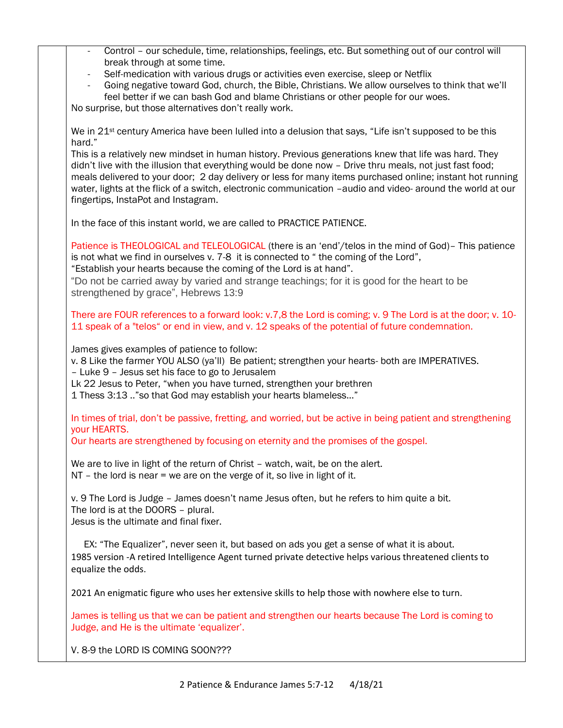- Control – our schedule, time, relationships, feelings, etc. But something out of our control will break through at some time.
- Self-medication with various drugs or activities even exercise, sleep or Netflix
- Going negative toward God, church, the Bible, Christians. We allow ourselves to think that we'll feel better if we can bash God and blame Christians or other people for our woes.

No surprise, but those alternatives don't really work.

We in 21st century America have been lulled into a delusion that says, "Life isn't supposed to be this hard."
This is a relatively new mindset in human history. Previous generations knew that life was hard. They didn't live with the illusion that everything would be done now – Drive thru meals, not just fast food; meals delivered to your door; 2 day delivery or less for many items purchased online; instant hot running water, lights at the flick of a switch, electronic communication –audio and video- around the world at our fingertips, InstaPot and Instagram.

In the face of this instant world, we are called to PRACTICE PATIENCE.

Patience is THEOLOGICAL and TELEOLOGICAL (there is an 'end'/telos in the mind of God)– This patience is not what we find in ourselves v. 7-8 it is connected to " the coming of the Lord",
"Establish your hearts because the coming of the Lord is at hand".
"Do not be carried away by varied and strange teachings; for it is good for the heart to be strengthened by grace", Hebrews 13:9

There are FOUR references to a forward look: v.7,8 the Lord is coming; v. 9 The Lord is at the door; v. 10-11 speak of a "telos" or end in view, and v. 12 speaks of the potential of future condemnation.

James gives examples of patience to follow:
v. 8 Like the farmer YOU ALSO (ya'll) Be patient; strengthen your hearts- both are IMPERATIVES.
– Luke 9 – Jesus set his face to go to Jerusalem
Lk 22 Jesus to Peter, "when you have turned, strengthen your brethren
1 Thess 3:13 .."so that God may establish your hearts blameless…"

In times of trial, don't be passive, fretting, and worried, but be active in being patient and strengthening your HEARTS.
Our hearts are strengthened by focusing on eternity and the promises of the gospel.

We are to live in light of the return of Christ – watch, wait, be on the alert.
NT – the lord is near = we are on the verge of it, so live in light of it.

v. 9 The Lord is Judge – James doesn't name Jesus often, but he refers to him quite a bit.
The lord is at the DOORS – plural.
Jesus is the ultimate and final fixer.

EX: "The Equalizer", never seen it, but based on ads you get a sense of what it is about.
1985 version -A retired Intelligence Agent turned private detective helps various threatened clients to equalize the odds.

2021 An enigmatic figure who uses her extensive skills to help those with nowhere else to turn.

James is telling us that we can be patient and strengthen our hearts because The Lord is coming to Judge, and He is the ultimate 'equalizer'.

V. 8-9 the LORD IS COMING SOON???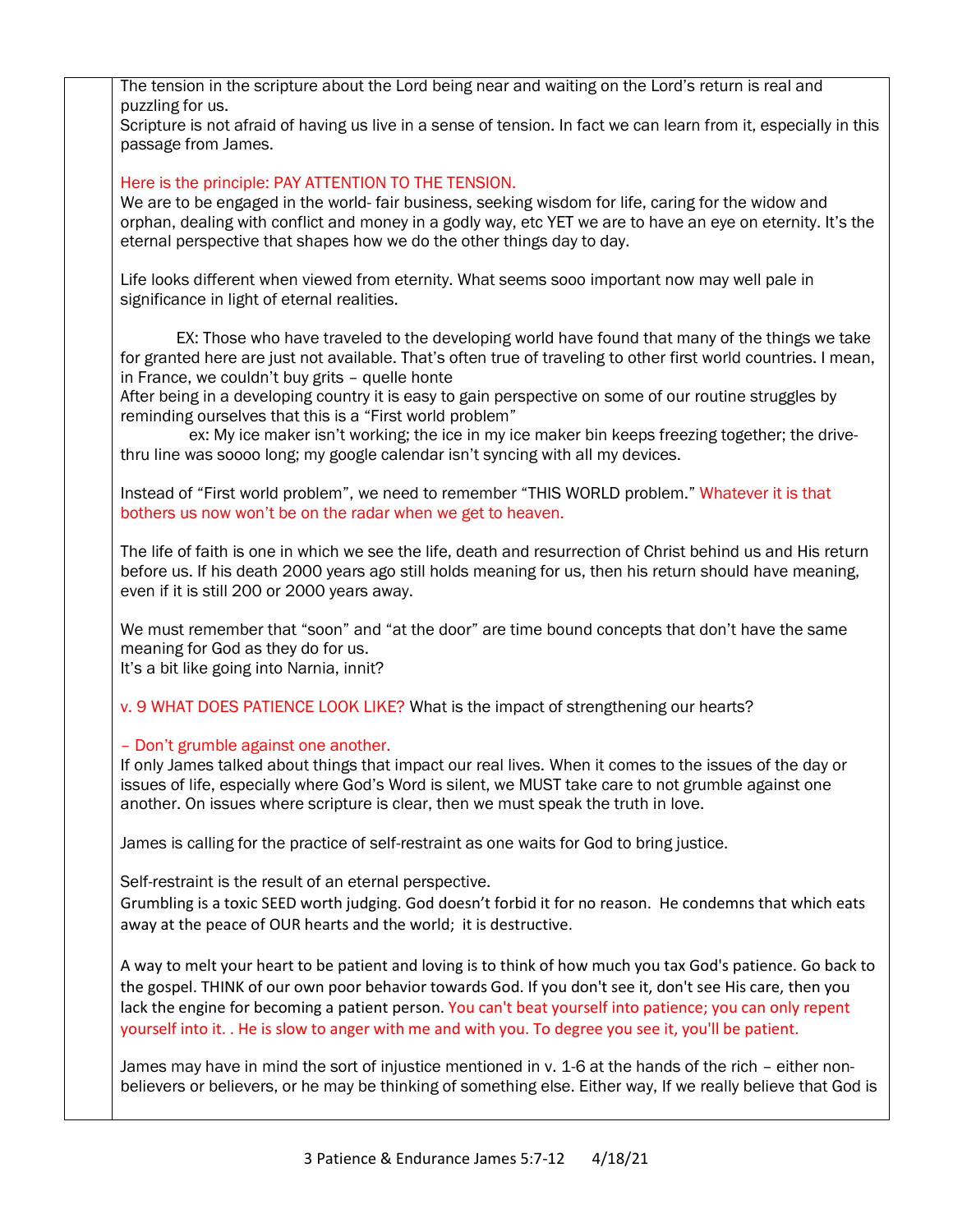The tension in the scripture about the Lord being near and waiting on the Lord's return is real and puzzling for us.
Scripture is not afraid of having us live in a sense of tension. In fact we can learn from it, especially in this passage from James.

Here is the principle: PAY ATTENTION TO THE TENSION.
We are to be engaged in the world- fair business, seeking wisdom for life, caring for the widow and orphan, dealing with conflict and money in a godly way, etc YET we are to have an eye on eternity. It's the eternal perspective that shapes how we do the other things day to day.

Life looks different when viewed from eternity. What seems sooo important now may well pale in significance in light of eternal realities.

EX: Those who have traveled to the developing world have found that many of the things we take for granted here are just not available. That's often true of traveling to other first world countries. I mean, in France, we couldn't buy grits – quelle honte
After being in a developing country it is easy to gain perspective on some of our routine struggles by reminding ourselves that this is a "First world problem"
ex: My ice maker isn't working; the ice in my ice maker bin keeps freezing together; the drive-thru line was soooo long; my google calendar isn't syncing with all my devices.

Instead of "First world problem", we need to remember "THIS WORLD problem." Whatever it is that bothers us now won't be on the radar when we get to heaven.

The life of faith is one in which we see the life, death and resurrection of Christ behind us and His return before us. If his death 2000 years ago still holds meaning for us, then his return should have meaning, even if it is still 200 or 2000 years away.

We must remember that "soon" and "at the door" are time bound concepts that don't have the same meaning for God as they do for us.
It's a bit like going into Narnia, innit?

v. 9 WHAT DOES PATIENCE LOOK LIKE? What is the impact of strengthening our hearts?

– Don't grumble against one another.
If only James talked about things that impact our real lives. When it comes to the issues of the day or issues of life, especially where God's Word is silent, we MUST take care to not grumble against one another. On issues where scripture is clear, then we must speak the truth in love.

James is calling for the practice of self-restraint as one waits for God to bring justice.

Self-restraint is the result of an eternal perspective.
Grumbling is a toxic SEED worth judging. God doesn't forbid it for no reason. He condemns that which eats away at the peace of OUR hearts and the world; it is destructive.

A way to melt your heart to be patient and loving is to think of how much you tax God's patience. Go back to the gospel. THINK of our own poor behavior towards God. If you don't see it, don't see His care, then you lack the engine for becoming a patient person. You can't beat yourself into patience; you can only repent yourself into it. . He is slow to anger with me and with you. To degree you see it, you'll be patient.

James may have in mind the sort of injustice mentioned in v. 1-6 at the hands of the rich – either non-believers or believers, or he may be thinking of something else. Either way, If we really believe that God is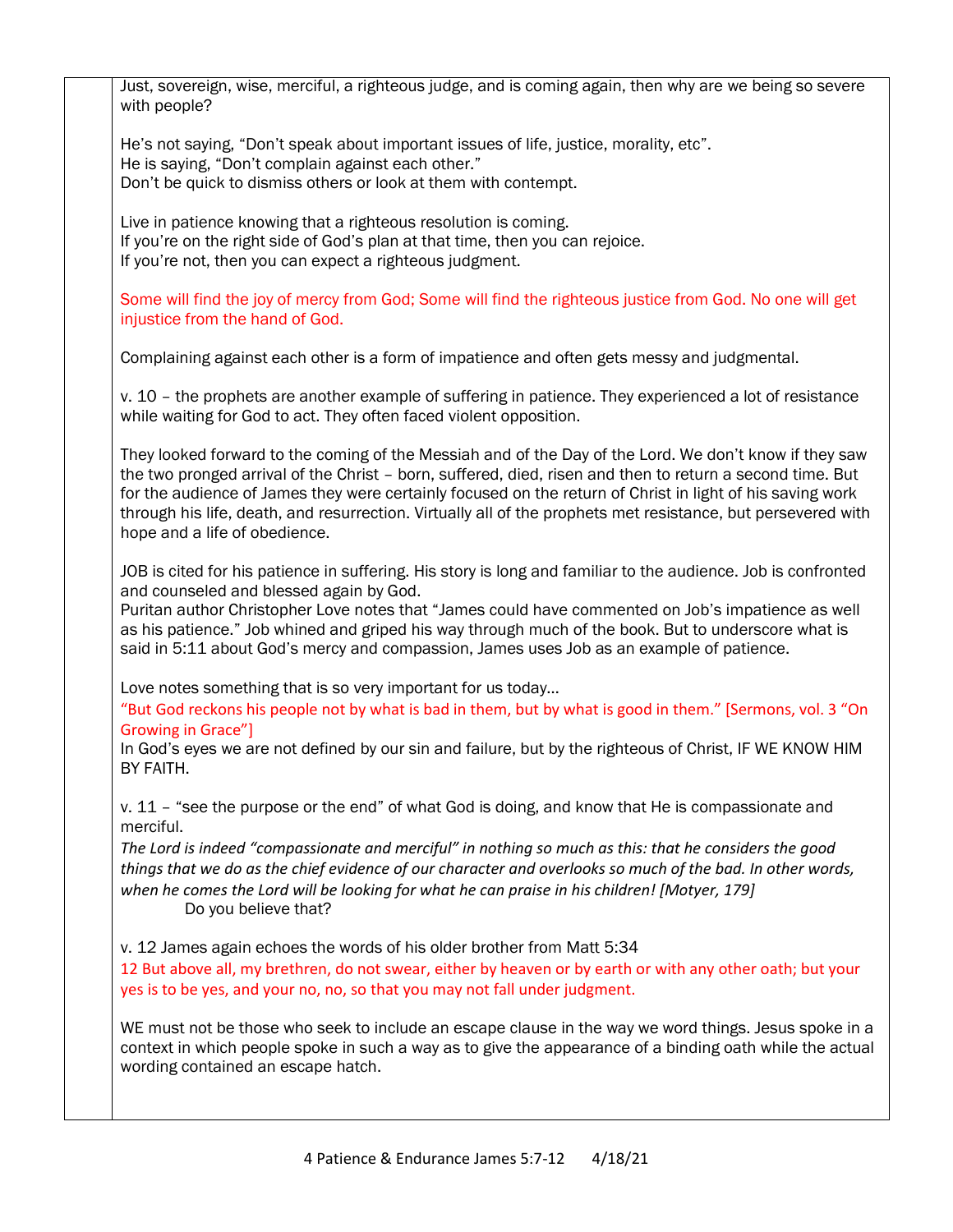Just, sovereign, wise, merciful, a righteous judge, and is coming again, then why are we being so severe with people?

He's not saying, "Don't speak about important issues of life, justice, morality, etc".
He is saying, "Don't complain against each other."
Don't be quick to dismiss others or look at them with contempt.

Live in patience knowing that a righteous resolution is coming.
If you're on the right side of God's plan at that time, then you can rejoice.
If you're not, then you can expect a righteous judgment.

Some will find the joy of mercy from God; Some will find the righteous justice from God. No one will get injustice from the hand of God.

Complaining against each other is a form of impatience and often gets messy and judgmental.

v. 10 – the prophets are another example of suffering in patience. They experienced a lot of resistance while waiting for God to act. They often faced violent opposition.

They looked forward to the coming of the Messiah and of the Day of the Lord. We don't know if they saw the two pronged arrival of the Christ – born, suffered, died, risen and then to return a second time. But for the audience of James they were certainly focused on the return of Christ in light of his saving work through his life, death, and resurrection. Virtually all of the prophets met resistance, but persevered with hope and a life of obedience.

JOB is cited for his patience in suffering. His story is long and familiar to the audience. Job is confronted and counseled and blessed again by God.
Puritan author Christopher Love notes that "James could have commented on Job's impatience as well as his patience." Job whined and griped his way through much of the book. But to underscore what is said in 5:11 about God's mercy and compassion, James uses Job as an example of patience.

Love notes something that is so very important for us today…
"But God reckons his people not by what is bad in them, but by what is good in them." [Sermons, vol. 3 "On Growing in Grace"]
In God's eyes we are not defined by our sin and failure, but by the righteous of Christ, IF WE KNOW HIM BY FAITH.

v. 11 – "see the purpose or the end" of what God is doing, and know that He is compassionate and merciful.
*The Lord is indeed "compassionate and merciful" in nothing so much as this: that he considers the good things that we do as the chief evidence of our character and overlooks so much of the bad. In other words, when he comes the Lord will be looking for what he can praise in his children! [Motyer, 179]*
Do you believe that?

v. 12 James again echoes the words of his older brother from Matt 5:34
12 But above all, my brethren, do not swear, either by heaven or by earth or with any other oath; but your yes is to be yes, and your no, no, so that you may not fall under judgment.

WE must not be those who seek to include an escape clause in the way we word things. Jesus spoke in a context in which people spoke in such a way as to give the appearance of a binding oath while the actual wording contained an escape hatch.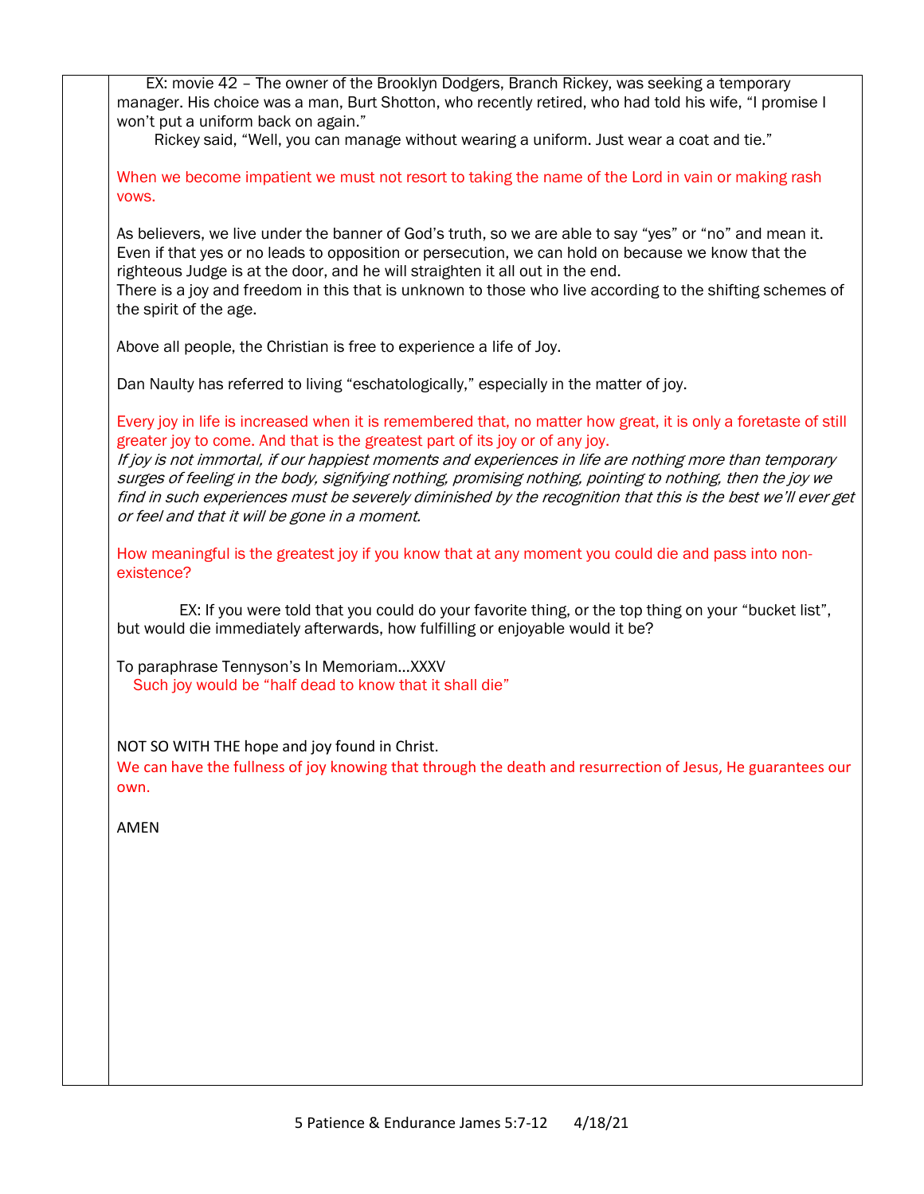EX: movie 42 – The owner of the Brooklyn Dodgers, Branch Rickey, was seeking a temporary manager. His choice was a man, Burt Shotton, who recently retired, who had told his wife, "I promise I won't put a uniform back on again."

Rickey said, "Well, you can manage without wearing a uniform. Just wear a coat and tie."

When we become impatient we must not resort to taking the name of the Lord in vain or making rash vows.

As believers, we live under the banner of God's truth, so we are able to say "yes" or "no" and mean it. Even if that yes or no leads to opposition or persecution, we can hold on because we know that the righteous Judge is at the door, and he will straighten it all out in the end.
There is a joy and freedom in this that is unknown to those who live according to the shifting schemes of the spirit of the age.

Above all people, the Christian is free to experience a life of Joy.

Dan Naulty has referred to living "eschatologically," especially in the matter of joy.

Every joy in life is increased when it is remembered that, no matter how great, it is only a foretaste of still greater joy to come. And that is the greatest part of its joy or of any joy.
*If joy is not immortal, if our happiest moments and experiences in life are nothing more than temporary surges of feeling in the body, signifying nothing, promising nothing, pointing to nothing, then the joy we find in such experiences must be severely diminished by the recognition that this is the best we'll ever get or feel and that it will be gone in a moment.*

How meaningful is the greatest joy if you know that at any moment you could die and pass into non-existence?

EX: If you were told that you could do your favorite thing, or the top thing on your "bucket list", but would die immediately afterwards, how fulfilling or enjoyable would it be?

To paraphrase Tennyson's In Memoriam…XXXV
Such joy would be "half dead to know that it shall die"

NOT SO WITH THE hope and joy found in Christ.
We can have the fullness of joy knowing that through the death and resurrection of Jesus, He guarantees our own.

AMEN